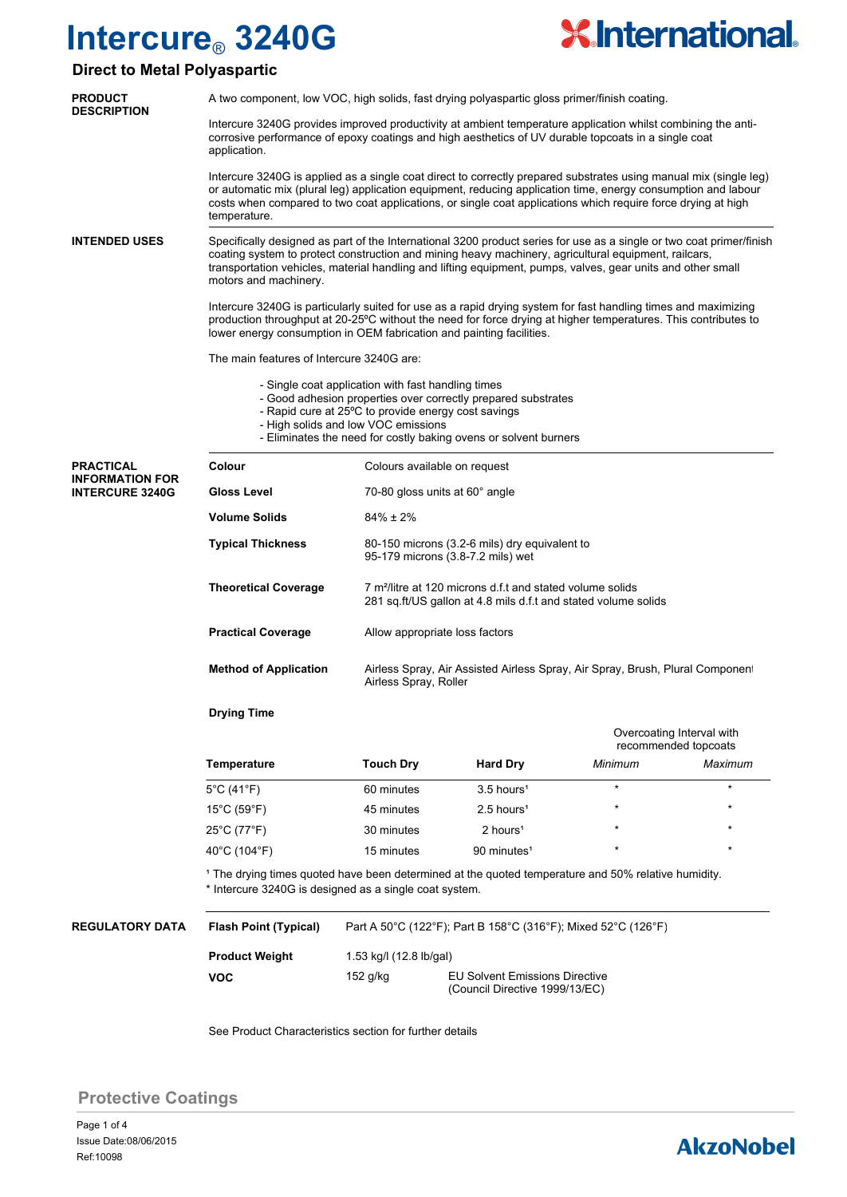# Intercure® 3240G

## Direct to Metal Polyaspartic

**PRODUCT DESCRIPTION**

A two component, low VOC, high solids, fast drying polyaspartic gloss primer/finish coating.

Intercure 3240G provides improved productivity at ambient temperature application whilst combining the anti-corrosive performance of epoxy coatings and high aesthetics of UV durable topcoats in a single coat application.

Intercure 3240G is applied as a single coat direct to correctly prepared substrates using manual mix (single leg) or automatic mix (plural leg) application equipment, reducing application time, energy consumption and labour costs when compared to two coat applications, or single coat applications which require force drying at high temperature.

**INTENDED USES**

Specifically designed as part of the International 3200 product series for use as a single or two coat primer/finish coating system to protect construction and mining heavy machinery, agricultural equipment, railcars, transportation vehicles, material handling and lifting equipment, pumps, valves, gear units and other small motors and machinery.

Intercure 3240G is particularly suited for use as a rapid drying system for fast handling times and maximizing production throughput at 20-25ºC without the need for force drying at higher temperatures. This contributes to lower energy consumption in OEM fabrication and painting facilities.

The main features of Intercure 3240G are:

- Single coat application with fast handling times
- Good adhesion properties over correctly prepared substrates
- Rapid cure at 25ºC to provide energy cost savings
- High solids and low VOC emissions
- Eliminates the need for costly baking ovens or solvent burners

**PRACTICAL INFORMATION FOR INTERCURE 3240G**

| | |
|---|---|
| **Colour** | Colours available on request |
| **Gloss Level** | 70-80 gloss units at 60° angle |
| **Volume Solids** | 84% ± 2% |
| **Typical Thickness** | 80-150 microns (3.2-6 mils) dry equivalent to 95-179 microns (3.8-7.2 mils) wet |
| **Theoretical Coverage** | 7 m²/litre at 120 microns d.f.t and stated volume solids<br>281 sq.ft/US gallon at 4.8 mils d.f.t and stated volume solids |
| **Practical Coverage** | Allow appropriate loss factors |
| **Method of Application** | Airless Spray, Air Assisted Airless Spray, Air Spray, Brush, Plural Component Airless Spray, Roller |

**Drying Time**

| Temperature | Touch Dry | Hard Dry | Overcoating Interval with recommended topcoats: Minimum | Maximum |
|---|---|---|---|---|
| 5°C (41°F) | 60 minutes | 3.5 hours[1] | * | * |
| 15°C (59°F) | 45 minutes | 2.5 hours[1] | * | * |
| 25°C (77°F) | 30 minutes | 2 hours[1] | * | * |
| 40°C (104°F) | 15 minutes | 90 minutes[1] | * | * |

[1] The drying times quoted have been determined at the quoted temperature and 50% relative humidity.
* Intercure 3240G is designed as a single coat system.

**REGULATORY DATA**

| | | |
|---|---|---|
| **Flash Point (Typical)** | Part A 50°C (122°F); Part B 158°C (316°F); Mixed 52°C (126°F) | |
| **Product Weight** | 1.53 kg/l (12.8 lb/gal) | |
| **VOC** | 152 g/kg | EU Solvent Emissions Directive (Council Directive 1999/13/EC) |

See Product Characteristics section for further details

Protective Coatings

Issue Date:08/06/2015
Ref:10098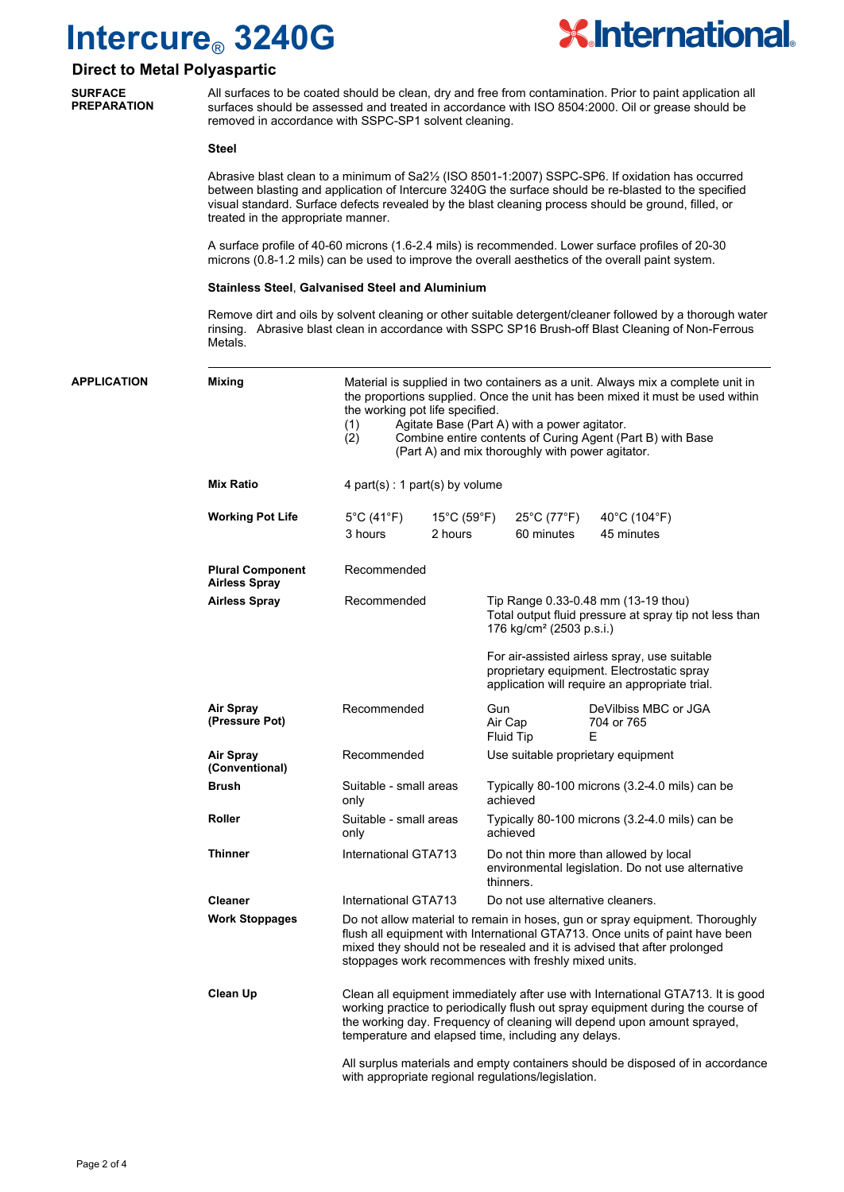# Intercure® 3240G

## Direct to Metal Polyaspartic

### SURFACE PREPARATION

All surfaces to be coated should be clean, dry and free from contamination. Prior to paint application all surfaces should be assessed and treated in accordance with ISO 8504:2000. Oil or grease should be removed in accordance with SSPC-SP1 solvent cleaning.

**Steel**

Abrasive blast clean to a minimum of Sa2½ (ISO 8501-1:2007) SSPC-SP6. If oxidation has occurred between blasting and application of Intercure 3240G the surface should be re-blasted to the specified visual standard. Surface defects revealed by the blast cleaning process should be ground, filled, or treated in the appropriate manner.

A surface profile of 40-60 microns (1.6-2.4 mils) is recommended. Lower surface profiles of 20-30 microns (0.8-1.2 mils) can be used to improve the overall aesthetics of the overall paint system.

**Stainless Steel, Galvanised Steel and Aluminium**

Remove dirt and oils by solvent cleaning or other suitable detergent/cleaner followed by a thorough water rinsing. Abrasive blast clean in accordance with SSPC SP16 Brush-off Blast Cleaning of Non-Ferrous Metals.

### APPLICATION

**Mixing**

Material is supplied in two containers as a unit. Always mix a complete unit in the proportions supplied. Once the unit has been mixed it must be used within the working pot life specified.

(1) Agitate Base (Part A) with a power agitator.
(2) Combine entire contents of Curing Agent (Part B) with Base (Part A) and mix thoroughly with power agitator.

**Mix Ratio**

4 part(s) : 1 part(s) by volume

**Working Pot Life**

| 5°C (41°F) | 15°C (59°F) | 25°C (77°F) | 40°C (104°F) |
|---|---|---|---|
| 3 hours | 2 hours | 60 minutes | 45 minutes |

| | | |
|---|---|---|
| **Plural Component Airless Spray** | Recommended | |
| **Airless Spray** | Recommended | Tip Range 0.33-0.48 mm (13-19 thou)<br>Total output fluid pressure at spray tip not less than 176 kg/cm² (2503 p.s.i.)<br><br>For air-assisted airless spray, use suitable proprietary equipment. Electrostatic spray application will require an appropriate trial. |
| **Air Spray (Pressure Pot)** | Recommended | Gun: DeVilbiss MBC or JGA<br>Air Cap: 704 or 765<br>Fluid Tip: E |
| **Air Spray (Conventional)** | Recommended | Use suitable proprietary equipment |
| **Brush** | Suitable - small areas only | Typically 80-100 microns (3.2-4.0 mils) can be achieved |
| **Roller** | Suitable - small areas only | Typically 80-100 microns (3.2-4.0 mils) can be achieved |
| **Thinner** | International GTA713 | Do not thin more than allowed by local environmental legislation. Do not use alternative thinners. |
| **Cleaner** | International GTA713 | Do not use alternative cleaners. |

**Work Stoppages**

Do not allow material to remain in hoses, gun or spray equipment. Thoroughly flush all equipment with International GTA713. Once units of paint have been mixed they should not be resealed and it is advised that after prolonged stoppages work recommences with freshly mixed units.

**Clean Up**

Clean all equipment immediately after use with International GTA713. It is good working practice to periodically flush out spray equipment during the course of the working day. Frequency of cleaning will depend upon amount sprayed, temperature and elapsed time, including any delays.

All surplus materials and empty containers should be disposed of in accordance with appropriate regional regulations/legislation.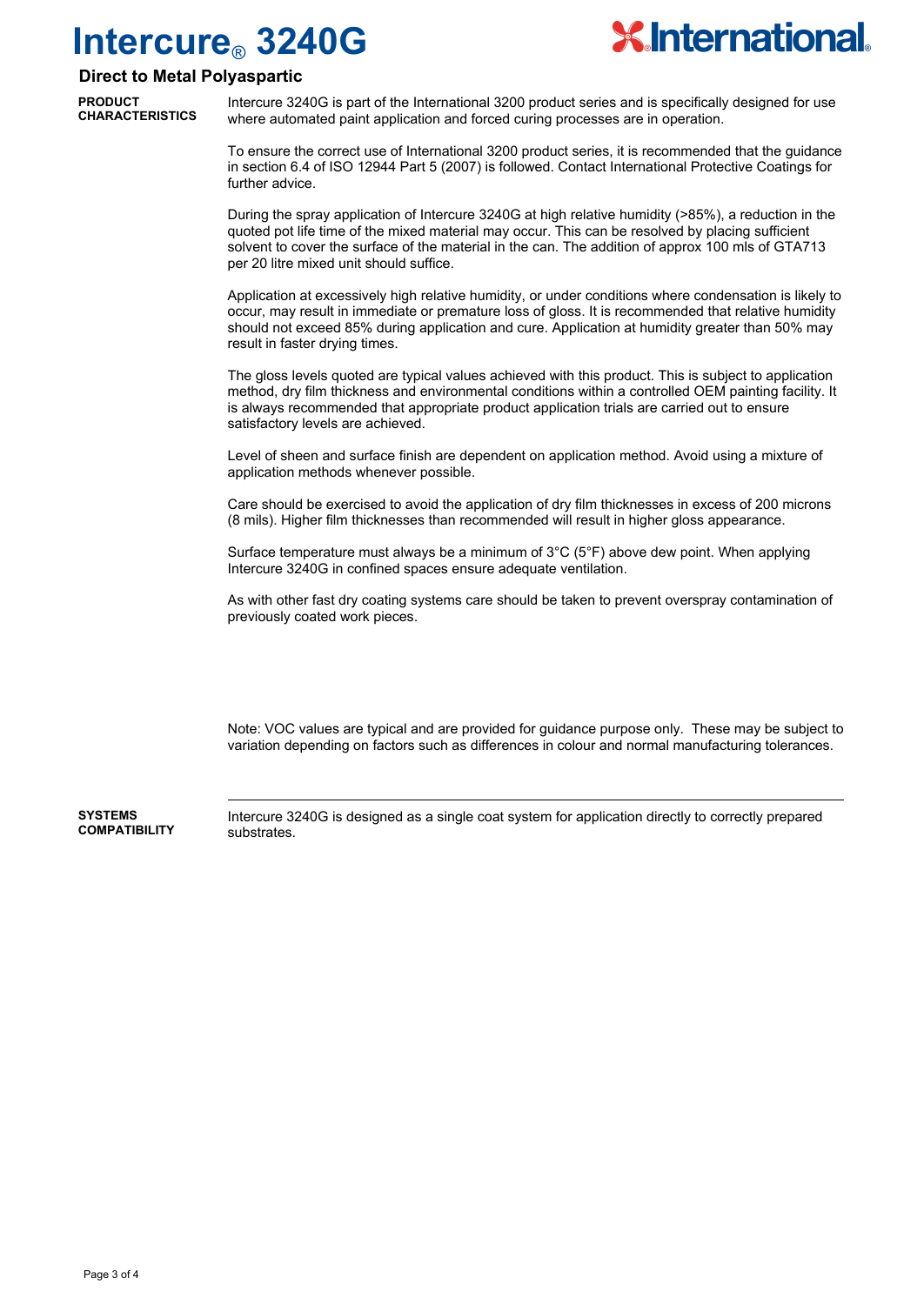# Intercure® 3240G

## Direct to Metal Polyaspartic

**PRODUCT CHARACTERISTICS**

Intercure 3240G is part of the International 3200 product series and is specifically designed for use where automated paint application and forced curing processes are in operation.

To ensure the correct use of International 3200 product series, it is recommended that the guidance in section 6.4 of ISO 12944 Part 5 (2007) is followed. Contact International Protective Coatings for further advice.

During the spray application of Intercure 3240G at high relative humidity (>85%), a reduction in the quoted pot life time of the mixed material may occur. This can be resolved by placing sufficient solvent to cover the surface of the material in the can. The addition of approx 100 mls of GTA713 per 20 litre mixed unit should suffice.

Application at excessively high relative humidity, or under conditions where condensation is likely to occur, may result in immediate or premature loss of gloss. It is recommended that relative humidity should not exceed 85% during application and cure. Application at humidity greater than 50% may result in faster drying times.

The gloss levels quoted are typical values achieved with this product. This is subject to application method, dry film thickness and environmental conditions within a controlled OEM painting facility. It is always recommended that appropriate product application trials are carried out to ensure satisfactory levels are achieved.

Level of sheen and surface finish are dependent on application method. Avoid using a mixture of application methods whenever possible.

Care should be exercised to avoid the application of dry film thicknesses in excess of 200 microns (8 mils). Higher film thicknesses than recommended will result in higher gloss appearance.

Surface temperature must always be a minimum of 3°C (5°F) above dew point. When applying Intercure 3240G in confined spaces ensure adequate ventilation.

As with other fast dry coating systems care should be taken to prevent overspray contamination of previously coated work pieces.

Note: VOC values are typical and are provided for guidance purpose only. These may be subject to variation depending on factors such as differences in colour and normal manufacturing tolerances.

**SYSTEMS COMPATIBILITY**

Intercure 3240G is designed as a single coat system for application directly to correctly prepared substrates.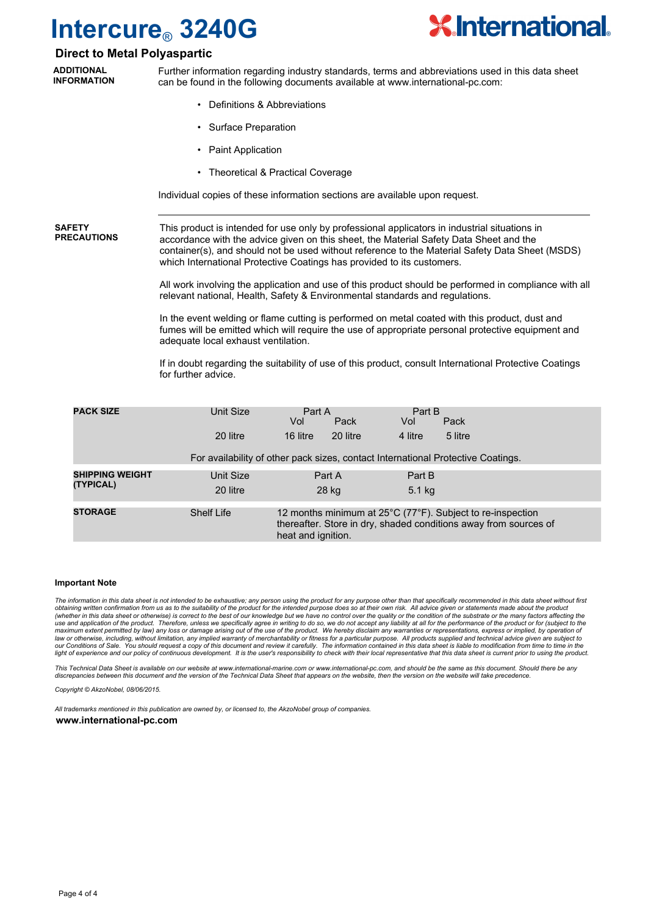# Intercure® 3240G

## Direct to Metal Polyaspartic

**ADDITIONAL INFORMATION**

Further information regarding industry standards, terms and abbreviations used in this data sheet can be found in the following documents available at www.international-pc.com:

- Definitions & Abbreviations
- Surface Preparation
- Paint Application
- Theoretical & Practical Coverage

Individual copies of these information sections are available upon request.

**SAFETY PRECAUTIONS**

This product is intended for use only by professional applicators in industrial situations in accordance with the advice given on this sheet, the Material Safety Data Sheet and the container(s), and should not be used without reference to the Material Safety Data Sheet (MSDS) which International Protective Coatings has provided to its customers.

All work involving the application and use of this product should be performed in compliance with all relevant national, Health, Safety & Environmental standards and regulations.

In the event welding or flame cutting is performed on metal coated with this product, dust and fumes will be emitted which will require the use of appropriate personal protective equipment and adequate local exhaust ventilation.

If in doubt regarding the suitability of use of this product, consult International Protective Coatings for further advice.

**PACK SIZE**

| Unit Size | Part A | | Part B | |
|---|---|---|---|---|
| | Vol | Pack | Vol | Pack |
| 20 litre | 16 litre | 20 litre | 4 litre | 5 litre |

For availability of other pack sizes, contact International Protective Coatings.

**SHIPPING WEIGHT (TYPICAL)**

| Unit Size | Part A | Part B |
|---|---|---|
| 20 litre | 28 kg | 5.1 kg |

**STORAGE**

| | |
|---|---|
| Shelf Life | 12 months minimum at 25°C (77°F). Subject to re-inspection thereafter. Store in dry, shaded conditions away from sources of heat and ignition. |

**Important Note**

*The information in this data sheet is not intended to be exhaustive; any person using the product for any purpose other than that specifically recommended in this data sheet without first obtaining written confirmation from us as to the suitability of the product for the intended purpose does so at their own risk. All advice given or statements made about the product (whether in this data sheet or otherwise) is correct to the best of our knowledge but we have no control over the quality or the condition of the substrate or the many factors affecting the use and application of the product. Therefore, unless we specifically agree in writing to do so, we do not accept any liability at all for the performance of the product or for (subject to the maximum extent permitted by law) any loss or damage arising out of the use of the product. We hereby disclaim any warranties or representations, express or implied, by operation of law or otherwise, including, without limitation, any implied warranty of merchantability or fitness for a particular purpose. All products supplied and technical advice given are subject to our Conditions of Sale. You should request a copy of this document and review it carefully. The information contained in this data sheet is liable to modification from time to time in the light of experience and our policy of continuous development. It is the user's responsibility to check with their local representative that this data sheet is current prior to using the product.*

*This Technical Data Sheet is available on our website at www.international-marine.com or www.international-pc.com, and should be the same as this document. Should there be any discrepancies between this document and the version of the Technical Data Sheet that appears on the website, then the version on the website will take precedence.*

*Copyright © AkzoNobel, 08/06/2015.*

*All trademarks mentioned in this publication are owned by, or licensed to, the AkzoNobel group of companies.*

**www.international-pc.com**